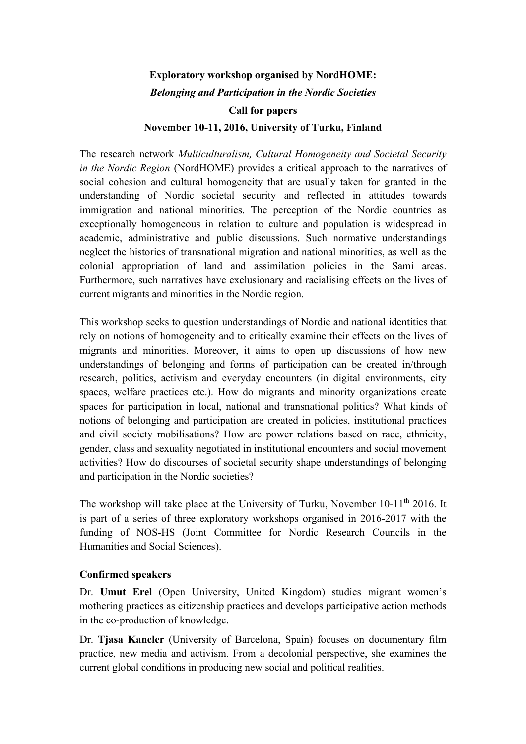**Exploratory workshop organised by NordHOME:**

***Belonging and Participation in the Nordic Societies***

**Call for papers**

**November 10-11, 2016, University of Turku, Finland**

The research network *Multiculturalism, Cultural Homogeneity and Societal Security in the Nordic Region* (NordHOME) provides a critical approach to the narratives of social cohesion and cultural homogeneity that are usually taken for granted in the understanding of Nordic societal security and reflected in attitudes towards immigration and national minorities. The perception of the Nordic countries as exceptionally homogeneous in relation to culture and population is widespread in academic, administrative and public discussions. Such normative understandings neglect the histories of transnational migration and national minorities, as well as the colonial appropriation of land and assimilation policies in the Sami areas. Furthermore, such narratives have exclusionary and racialising effects on the lives of current migrants and minorities in the Nordic region.

This workshop seeks to question understandings of Nordic and national identities that rely on notions of homogeneity and to critically examine their effects on the lives of migrants and minorities. Moreover, it aims to open up discussions of how new understandings of belonging and forms of participation can be created in/through research, politics, activism and everyday encounters (in digital environments, city spaces, welfare practices etc.). How do migrants and minority organizations create spaces for participation in local, national and transnational politics? What kinds of notions of belonging and participation are created in policies, institutional practices and civil society mobilisations? How are power relations based on race, ethnicity, gender, class and sexuality negotiated in institutional encounters and social movement activities? How do discourses of societal security shape understandings of belonging and participation in the Nordic societies?

The workshop will take place at the University of Turku, November 10-11th 2016. It is part of a series of three exploratory workshops organised in 2016-2017 with the funding of NOS-HS (Joint Committee for Nordic Research Councils in the Humanities and Social Sciences).

**Confirmed speakers**

Dr. **Umut Erel** (Open University, United Kingdom) studies migrant women's mothering practices as citizenship practices and develops participative action methods in the co-production of knowledge.

Dr. **Tjasa Kancler** (University of Barcelona, Spain) focuses on documentary film practice, new media and activism. From a decolonial perspective, she examines the current global conditions in producing new social and political realities.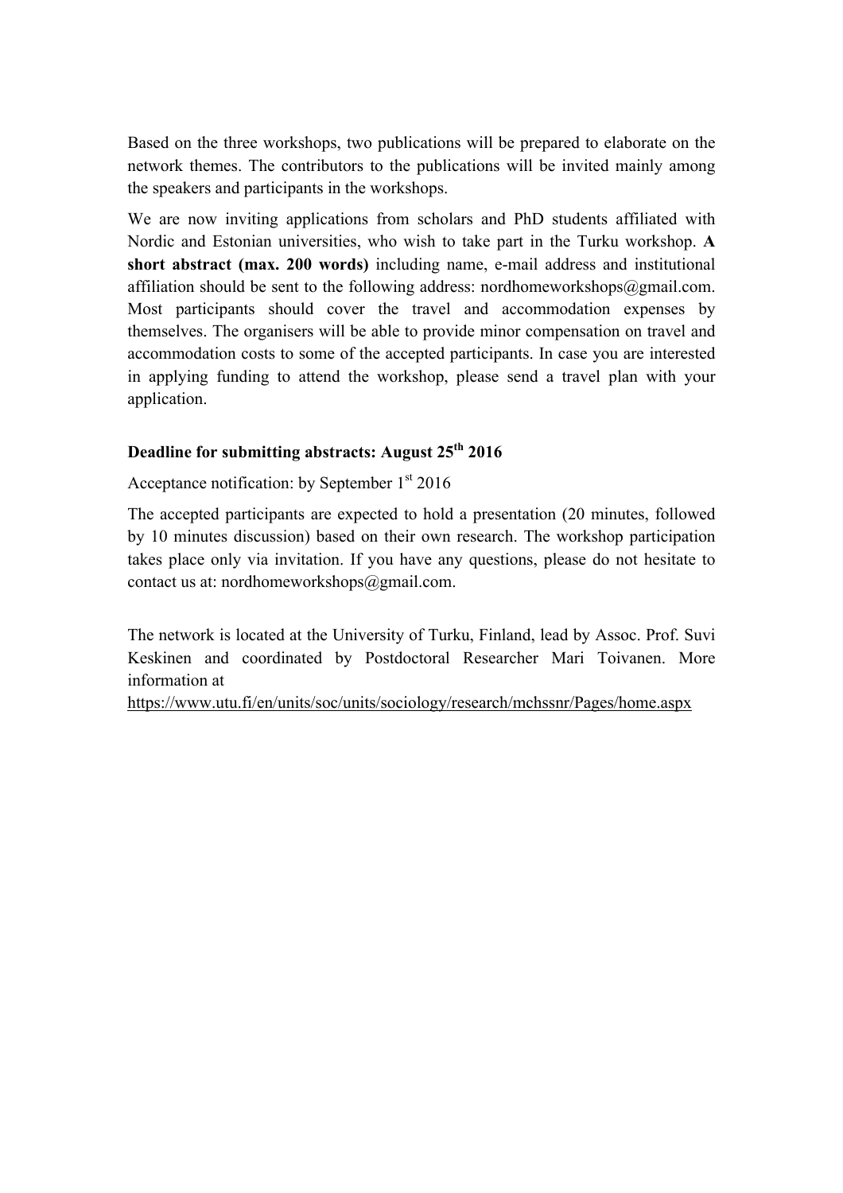Based on the three workshops, two publications will be prepared to elaborate on the network themes. The contributors to the publications will be invited mainly among the speakers and participants in the workshops.

We are now inviting applications from scholars and PhD students affiliated with Nordic and Estonian universities, who wish to take part in the Turku workshop. **A short abstract (max. 200 words)** including name, e-mail address and institutional affiliation should be sent to the following address: nordhomeworkshops@gmail.com. Most participants should cover the travel and accommodation expenses by themselves. The organisers will be able to provide minor compensation on travel and accommodation costs to some of the accepted participants. In case you are interested in applying funding to attend the workshop, please send a travel plan with your application.

**Deadline for submitting abstracts: August 25th 2016**

Acceptance notification: by September 1st 2016

The accepted participants are expected to hold a presentation (20 minutes, followed by 10 minutes discussion) based on their own research. The workshop participation takes place only via invitation. If you have any questions, please do not hesitate to contact us at: nordhomeworkshops@gmail.com.

The network is located at the University of Turku, Finland, lead by Assoc. Prof. Suvi Keskinen and coordinated by Postdoctoral Researcher Mari Toivanen. More information at
https://www.utu.fi/en/units/soc/units/sociology/research/mchssnr/Pages/home.aspx